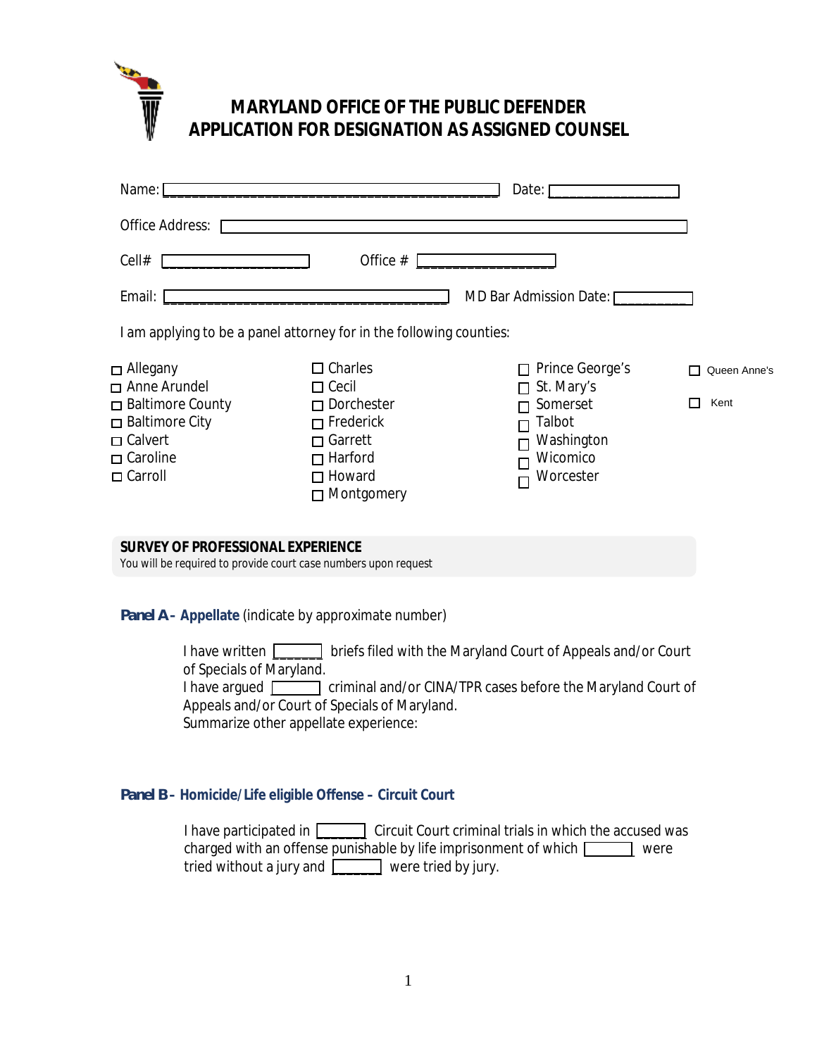# MARYLAND OFFICE OF THE PUBLIC DEFENDER
# APPLICATION FOR DESIGNATION AS ASSIGNED COUNSEL

Name: ____________________________________________ Date: ________________

Office Address: ____________________________________________

Cell# __________________ Office # ________________

Email: ______________________________________ MD Bar Admission Date: __________

I am applying to be a panel attorney for in the following counties:

- ☐ Allegany
- ☐ Anne Arundel
- ☐ Baltimore County
- ☐ Baltimore City
- ☐ Calvert
- ☐ Caroline
- ☐ Carroll
- ☐ Charles
- ☐ Cecil
- ☐ Dorchester
- ☐ Frederick
- ☐ Garrett
- ☐ Harford
- ☐ Howard
- ☐ Montgomery
- ☐ Prince George's
- ☐ St. Mary's
- ☐ Somerset
- ☐ Talbot
- ☐ Washington
- ☐ Wicomico
- ☐ Worcester
- ☐ Queen Anne's
- ☐ Kent

## SURVEY OF PROFESSIONAL EXPERIENCE

You will be required to provide court case numbers upon request

### Panel A – Appellate (indicate by approximate number)

I have written ______ briefs filed with the Maryland Court of Appeals and/or Court of Specials of Maryland.

I have argued ______ criminal and/or CINA/TPR cases before the Maryland Court of Appeals and/or Court of Specials of Maryland.

Summarize other appellate experience:

### Panel B – Homicide/Life eligible Offense – Circuit Court

I have participated in ______ Circuit Court criminal trials in which the accused was charged with an offense punishable by life imprisonment of which ______ were tried without a jury and ______ were tried by jury.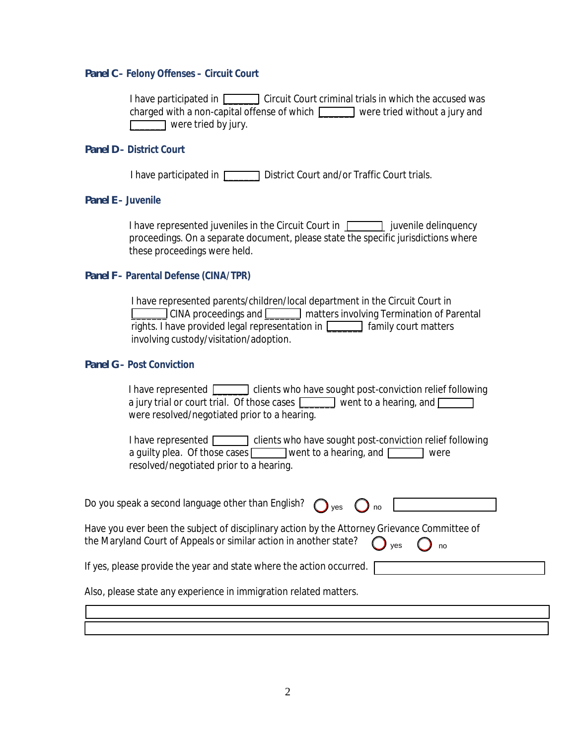### Panel C – Felony Offenses – Circuit Court

I have participated in ______ Circuit Court criminal trials in which the accused was charged with a non-capital offense of which ______ were tried without a jury and ______ were tried by jury.

### Panel D – District Court

I have participated in ______ District Court and/or Traffic Court trials.

### Panel E – Juvenile

I have represented juveniles in the Circuit Court in ______ juvenile delinquency proceedings. On a separate document, please state the specific jurisdictions where these proceedings were held.

### Panel F – Parental Defense (CINA/TPR)

I have represented parents/children/local department in the Circuit Court in ______ CINA proceedings and ______ matters involving Termination of Parental rights. I have provided legal representation in ______ family court matters involving custody/visitation/adoption.

### Panel G – Post Conviction

I have represented ______ clients who have sought post-conviction relief following a jury trial or court trial. Of those cases ______ went to a hearing, and ______ were resolved/negotiated prior to a hearing.

I have represented ______ clients who have sought post-conviction relief following a guilty plea. Of those cases ______ went to a hearing, and ______ were resolved/negotiated prior to a hearing.

Do you speak a second language other than English? ○ yes ○ no ______

Have you ever been the subject of disciplinary action by the Attorney Grievance Committee of the Maryland Court of Appeals or similar action in another state? ○ yes ○ no

If yes, please provide the year and state where the action occurred. ______

Also, please state any experience in immigration related matters.

______

______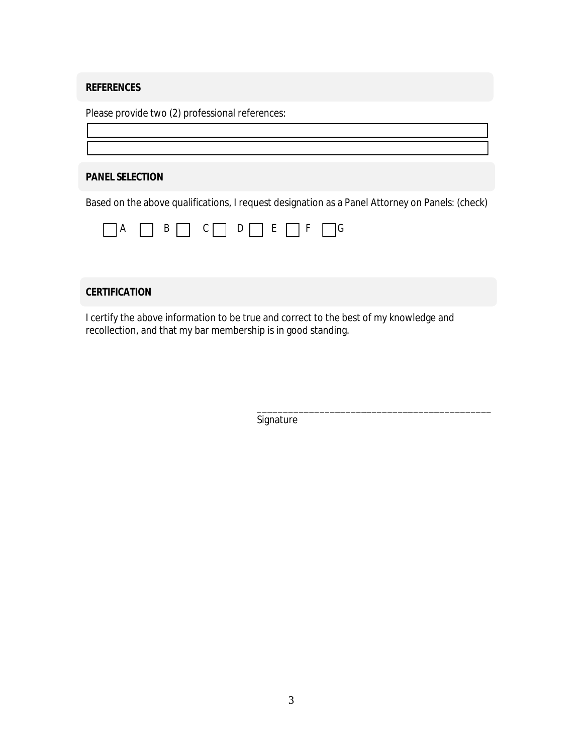**REFERENCES**

Please provide two (2) professional references:

| |
|---|
| |
| |

**PANEL SELECTION**

Based on the above qualifications, I request designation as a Panel Attorney on Panels: (check)

☐ A ☐ B ☐ C ☐ D ☐ E ☐ F ☐ G

**CERTIFICATION**

I certify the above information to be true and correct to the best of my knowledge and recollection, and that my bar membership is in good standing.

_____________________________________________
Signature